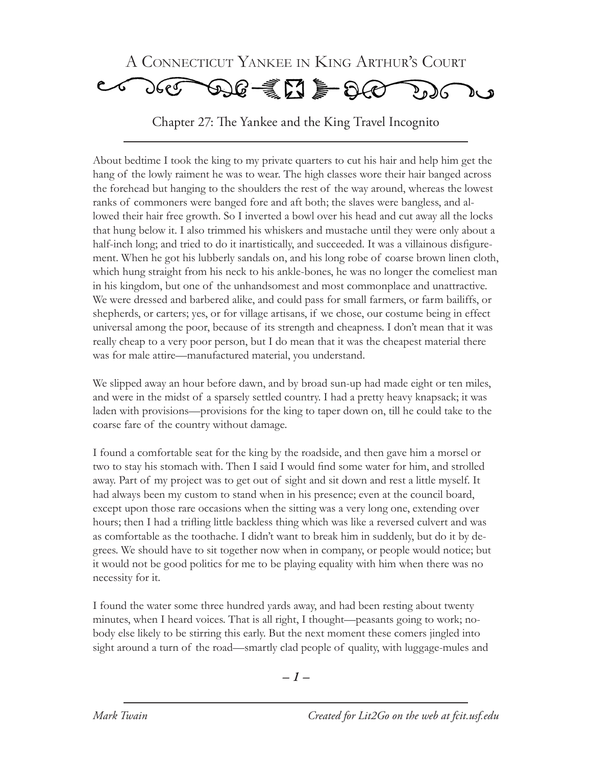# A Connecticut Yankee in King Arthur's Court

## Chapter 27: The Yankee and the King Travel Incognito

About bedtime I took the king to my private quarters to cut his hair and help him get the hang of the lowly raiment he was to wear. The high classes wore their hair banged across the forehead but hanging to the shoulders the rest of the way around, whereas the lowest ranks of commoners were banged fore and aft both; the slaves were bangless, and allowed their hair free growth. So I inverted a bowl over his head and cut away all the locks that hung below it. I also trimmed his whiskers and mustache until they were only about a half-inch long; and tried to do it inartistically, and succeeded. It was a villainous disfigurement. When he got his lubberly sandals on, and his long robe of coarse brown linen cloth, which hung straight from his neck to his ankle-bones, he was no longer the comeliest man in his kingdom, but one of the unhandsomest and most commonplace and unattractive. We were dressed and barbered alike, and could pass for small farmers, or farm bailiffs, or shepherds, or carters; yes, or for village artisans, if we chose, our costume being in effect universal among the poor, because of its strength and cheapness. I don't mean that it was really cheap to a very poor person, but I do mean that it was the cheapest material there was for male attire—manufactured material, you understand.

We slipped away an hour before dawn, and by broad sun-up had made eight or ten miles, and were in the midst of a sparsely settled country. I had a pretty heavy knapsack; it was laden with provisions—provisions for the king to taper down on, till he could take to the coarse fare of the country without damage.

I found a comfortable seat for the king by the roadside, and then gave him a morsel or two to stay his stomach with. Then I said I would find some water for him, and strolled away. Part of my project was to get out of sight and sit down and rest a little myself. It had always been my custom to stand when in his presence; even at the council board, except upon those rare occasions when the sitting was a very long one, extending over hours; then I had a trifling little backless thing which was like a reversed culvert and was as comfortable as the toothache. I didn't want to break him in suddenly, but do it by degrees. We should have to sit together now when in company, or people would notice; but it would not be good politics for me to be playing equality with him when there was no necessity for it.

I found the water some three hundred yards away, and had been resting about twenty minutes, when I heard voices. That is all right, I thought—peasants going to work; nobody else likely to be stirring this early. But the next moment these comers jingled into sight around a turn of the road—smartly clad people of quality, with luggage-mules and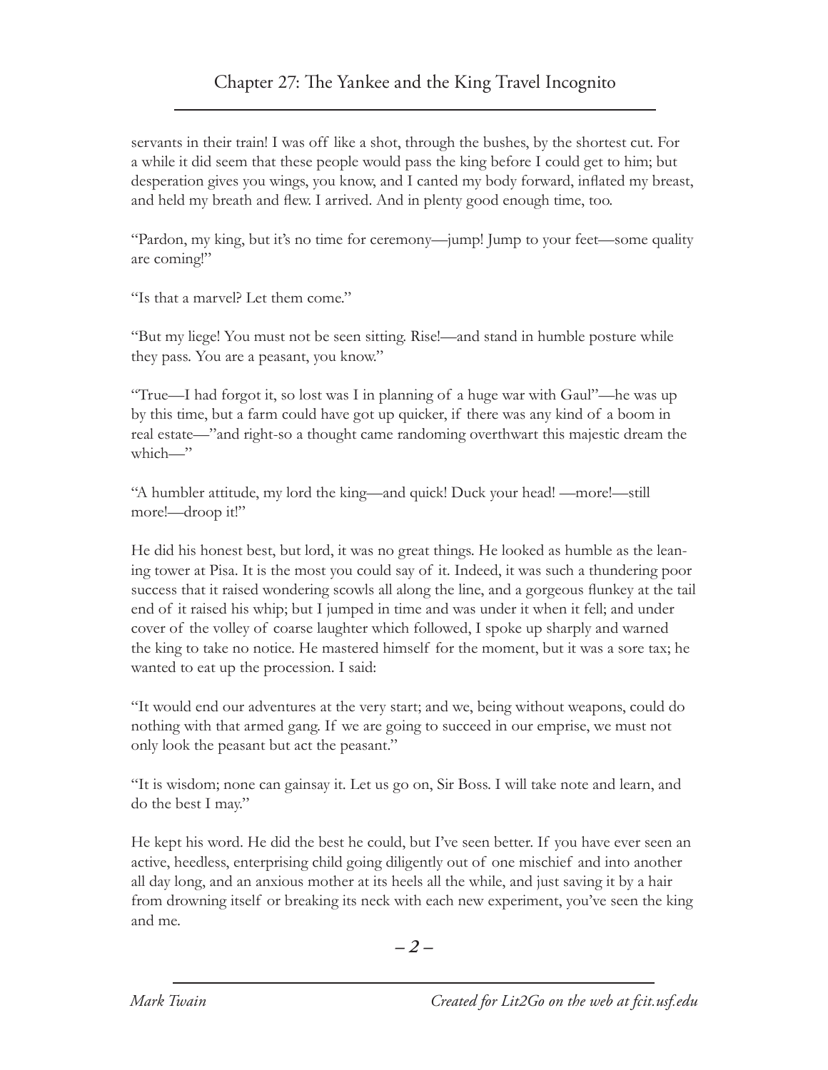servants in their train! I was off like a shot, through the bushes, by the shortest cut. For a while it did seem that these people would pass the king before I could get to him; but desperation gives you wings, you know, and I canted my body forward, inflated my breast, and held my breath and flew. I arrived. And in plenty good enough time, too.

"Pardon, my king, but it's no time for ceremony—jump! Jump to your feet—some quality are coming!"

"Is that a marvel? Let them come."

"But my liege! You must not be seen sitting. Rise!—and stand in humble posture while they pass. You are a peasant, you know."

"True—I had forgot it, so lost was I in planning of a huge war with Gaul"—he was up by this time, but a farm could have got up quicker, if there was any kind of a boom in real estate—"and right-so a thought came randoming overthwart this majestic dream the which—"

"A humbler attitude, my lord the king—and quick! Duck your head! —more!—still more!—droop it!"

He did his honest best, but lord, it was no great things. He looked as humble as the leaning tower at Pisa. It is the most you could say of it. Indeed, it was such a thundering poor success that it raised wondering scowls all along the line, and a gorgeous flunkey at the tail end of it raised his whip; but I jumped in time and was under it when it fell; and under cover of the volley of coarse laughter which followed, I spoke up sharply and warned the king to take no notice. He mastered himself for the moment, but it was a sore tax; he wanted to eat up the procession. I said:

"It would end our adventures at the very start; and we, being without weapons, could do nothing with that armed gang. If we are going to succeed in our emprise, we must not only look the peasant but act the peasant."

"It is wisdom; none can gainsay it. Let us go on, Sir Boss. I will take note and learn, and do the best I may."

He kept his word. He did the best he could, but I've seen better. If you have ever seen an active, heedless, enterprising child going diligently out of one mischief and into another all day long, and an anxious mother at its heels all the while, and just saving it by a hair from drowning itself or breaking its neck with each new experiment, you've seen the king and me.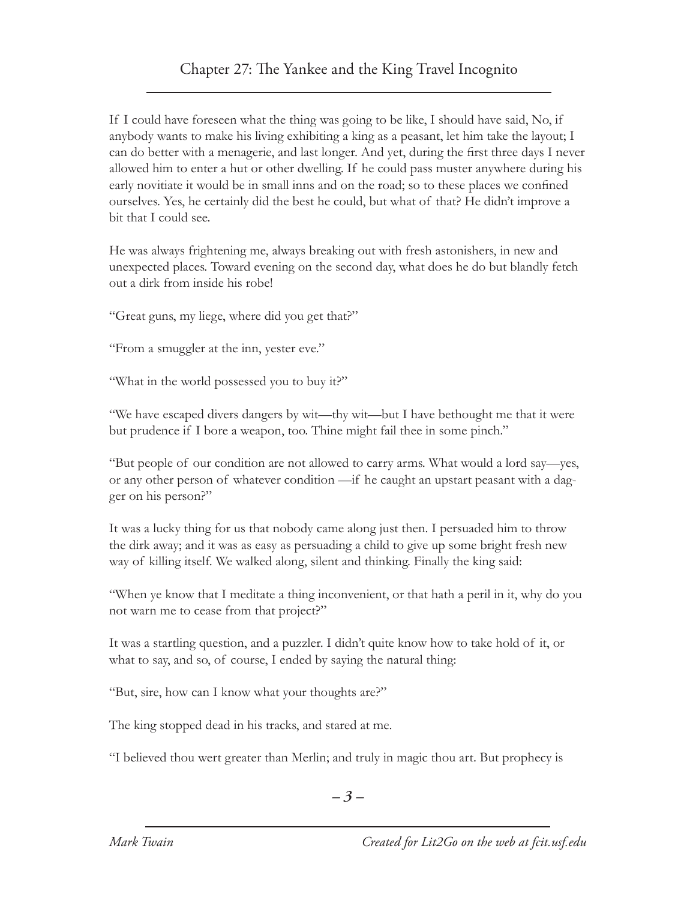## Chapter 27: The Yankee and the King Travel Incognito

If I could have foreseen what the thing was going to be like, I should have said, No, if anybody wants to make his living exhibiting a king as a peasant, let him take the layout; I can do better with a menagerie, and last longer. And yet, during the first three days I never allowed him to enter a hut or other dwelling. If he could pass muster anywhere during his early novitiate it would be in small inns and on the road; so to these places we confined ourselves. Yes, he certainly did the best he could, but what of that? He didn't improve a bit that I could see.

He was always frightening me, always breaking out with fresh astonishers, in new and unexpected places. Toward evening on the second day, what does he do but blandly fetch out a dirk from inside his robe!

"Great guns, my liege, where did you get that?"

"From a smuggler at the inn, yester eve."

"What in the world possessed you to buy it?"

"We have escaped divers dangers by wit—thy wit—but I have bethought me that it were but prudence if I bore a weapon, too. Thine might fail thee in some pinch."

"But people of our condition are not allowed to carry arms. What would a lord say—yes, or any other person of whatever condition —if he caught an upstart peasant with a dagger on his person?"

It was a lucky thing for us that nobody came along just then. I persuaded him to throw the dirk away; and it was as easy as persuading a child to give up some bright fresh new way of killing itself. We walked along, silent and thinking. Finally the king said:

"When ye know that I meditate a thing inconvenient, or that hath a peril in it, why do you not warn me to cease from that project?"

It was a startling question, and a puzzler. I didn't quite know how to take hold of it, or what to say, and so, of course, I ended by saying the natural thing:

"But, sire, how can I know what your thoughts are?"

The king stopped dead in his tracks, and stared at me.

"I believed thou wert greater than Merlin; and truly in magic thou art. But prophecy is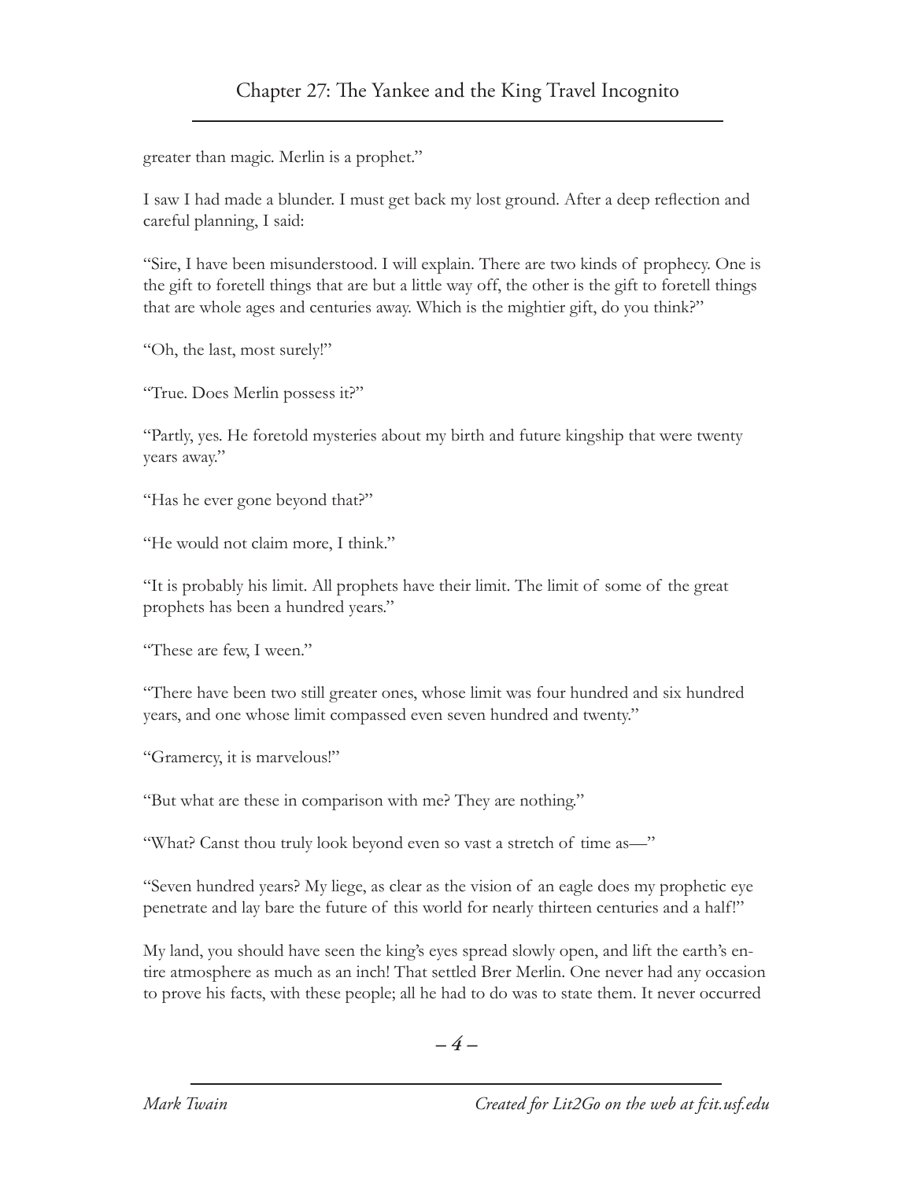greater than magic. Merlin is a prophet."

I saw I had made a blunder. I must get back my lost ground. After a deep reflection and careful planning, I said:

"Sire, I have been misunderstood. I will explain. There are two kinds of prophecy. One is the gift to foretell things that are but a little way off, the other is the gift to foretell things that are whole ages and centuries away. Which is the mightier gift, do you think?"

"Oh, the last, most surely!"

"True. Does Merlin possess it?"

"Partly, yes. He foretold mysteries about my birth and future kingship that were twenty years away."

"Has he ever gone beyond that?"

"He would not claim more, I think."

"It is probably his limit. All prophets have their limit. The limit of some of the great prophets has been a hundred years."

"These are few, I ween."

"There have been two still greater ones, whose limit was four hundred and six hundred years, and one whose limit compassed even seven hundred and twenty."

"Gramercy, it is marvelous!"

"But what are these in comparison with me? They are nothing."

"What? Canst thou truly look beyond even so vast a stretch of time as—"

"Seven hundred years? My liege, as clear as the vision of an eagle does my prophetic eye penetrate and lay bare the future of this world for nearly thirteen centuries and a half!"

My land, you should have seen the king's eyes spread slowly open, and lift the earth's entire atmosphere as much as an inch! That settled Brer Merlin. One never had any occasion to prove his facts, with these people; all he had to do was to state them. It never occurred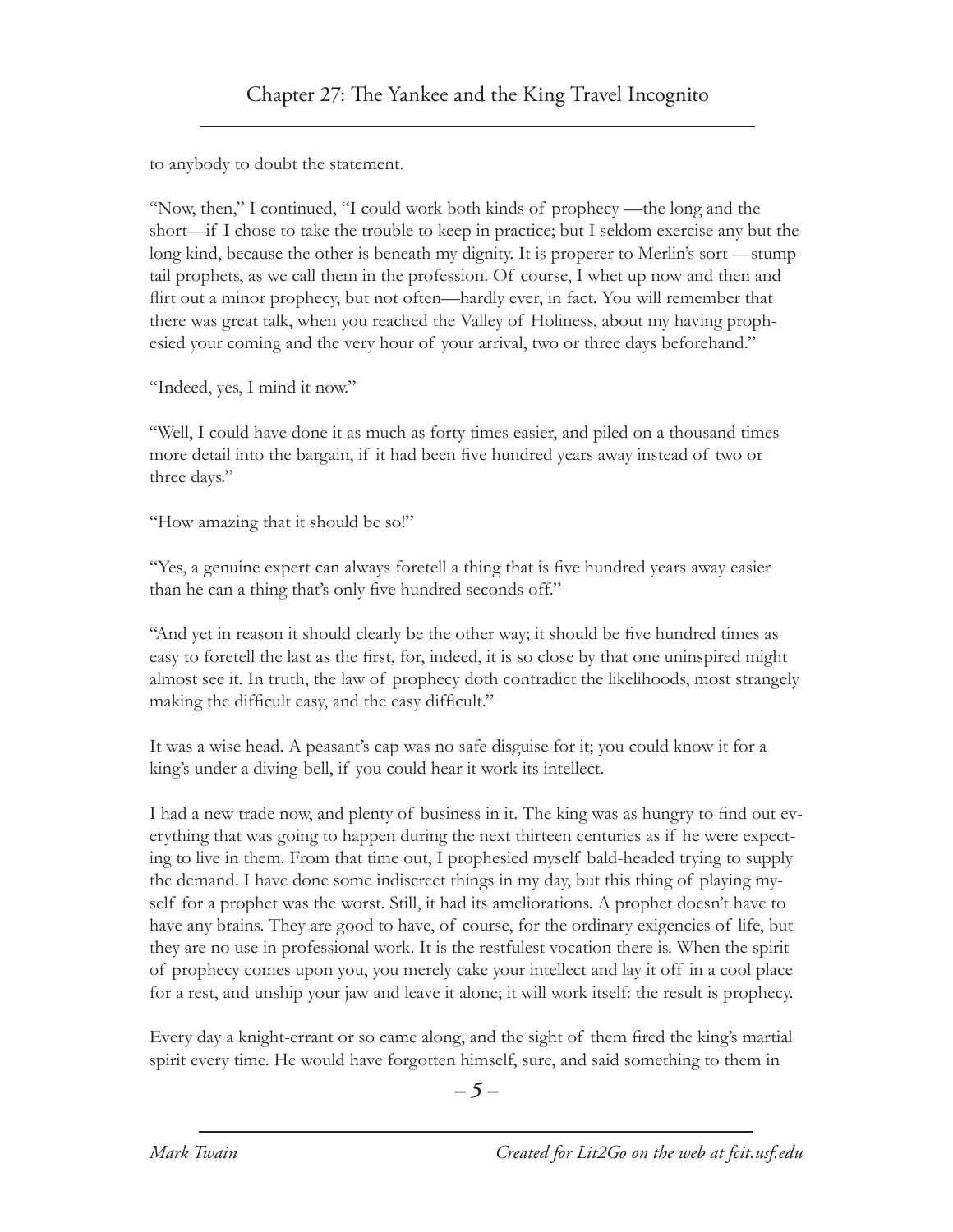to anybody to doubt the statement.

"Now, then," I continued, "I could work both kinds of prophecy —the long and the short—if I chose to take the trouble to keep in practice; but I seldom exercise any but the long kind, because the other is beneath my dignity. It is properer to Merlin's sort —stump-tail prophets, as we call them in the profession. Of course, I whet up now and then and flirt out a minor prophecy, but not often—hardly ever, in fact. You will remember that there was great talk, when you reached the Valley of Holiness, about my having prophesied your coming and the very hour of your arrival, two or three days beforehand."

"Indeed, yes, I mind it now."

"Well, I could have done it as much as forty times easier, and piled on a thousand times more detail into the bargain, if it had been five hundred years away instead of two or three days."

"How amazing that it should be so!"

"Yes, a genuine expert can always foretell a thing that is five hundred years away easier than he can a thing that's only five hundred seconds off."

"And yet in reason it should clearly be the other way; it should be five hundred times as easy to foretell the last as the first, for, indeed, it is so close by that one uninspired might almost see it. In truth, the law of prophecy doth contradict the likelihoods, most strangely making the difficult easy, and the easy difficult."

It was a wise head. A peasant's cap was no safe disguise for it; you could know it for a king's under a diving-bell, if you could hear it work its intellect.

I had a new trade now, and plenty of business in it. The king was as hungry to find out everything that was going to happen during the next thirteen centuries as if he were expecting to live in them. From that time out, I prophesied myself bald-headed trying to supply the demand. I have done some indiscreet things in my day, but this thing of playing myself for a prophet was the worst. Still, it had its ameliorations. A prophet doesn't have to have any brains. They are good to have, of course, for the ordinary exigencies of life, but they are no use in professional work. It is the restfulest vocation there is. When the spirit of prophecy comes upon you, you merely cake your intellect and lay it off in a cool place for a rest, and unship your jaw and leave it alone; it will work itself: the result is prophecy.

Every day a knight-errant or so came along, and the sight of them fired the king's martial spirit every time. He would have forgotten himself, sure, and said something to them in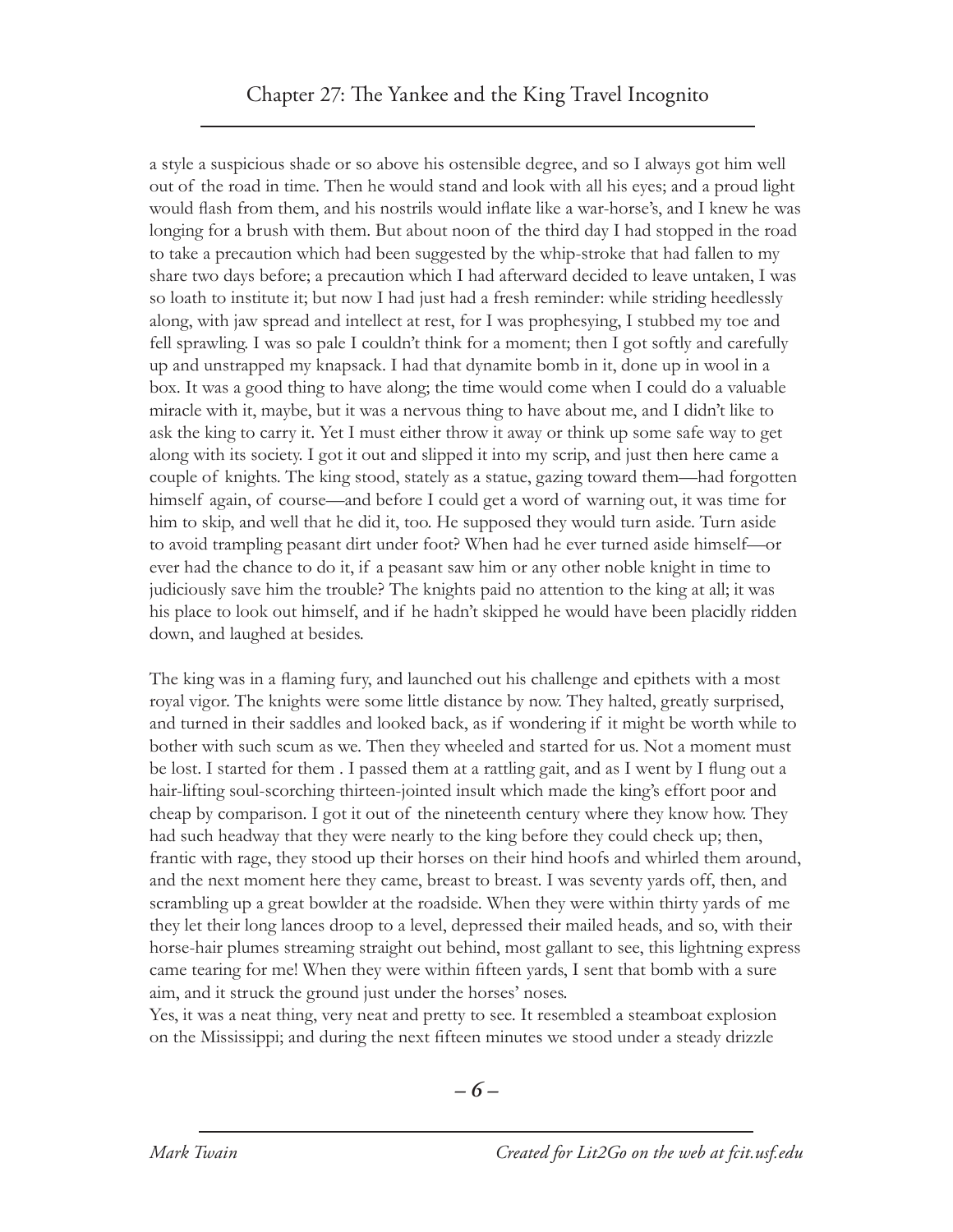a style a suspicious shade or so above his ostensible degree, and so I always got him well out of the road in time. Then he would stand and look with all his eyes; and a proud light would flash from them, and his nostrils would inflate like a war-horse's, and I knew he was longing for a brush with them. But about noon of the third day I had stopped in the road to take a precaution which had been suggested by the whip-stroke that had fallen to my share two days before; a precaution which I had afterward decided to leave untaken, I was so loath to institute it; but now I had just had a fresh reminder: while striding heedlessly along, with jaw spread and intellect at rest, for I was prophesying, I stubbed my toe and fell sprawling. I was so pale I couldn't think for a moment; then I got softly and carefully up and unstrapped my knapsack. I had that dynamite bomb in it, done up in wool in a box. It was a good thing to have along; the time would come when I could do a valuable miracle with it, maybe, but it was a nervous thing to have about me, and I didn't like to ask the king to carry it. Yet I must either throw it away or think up some safe way to get along with its society. I got it out and slipped it into my scrip, and just then here came a couple of knights. The king stood, stately as a statue, gazing toward them—had forgotten himself again, of course—and before I could get a word of warning out, it was time for him to skip, and well that he did it, too. He supposed they would turn aside. Turn aside to avoid trampling peasant dirt under foot? When had he ever turned aside himself—or ever had the chance to do it, if a peasant saw him or any other noble knight in time to judiciously save him the trouble? The knights paid no attention to the king at all; it was his place to look out himself, and if he hadn't skipped he would have been placidly ridden down, and laughed at besides.

The king was in a flaming fury, and launched out his challenge and epithets with a most royal vigor. The knights were some little distance by now. They halted, greatly surprised, and turned in their saddles and looked back, as if wondering if it might be worth while to bother with such scum as we. Then they wheeled and started for us. Not a moment must be lost. I started for them . I passed them at a rattling gait, and as I went by I flung out a hair-lifting soul-scorching thirteen-jointed insult which made the king's effort poor and cheap by comparison. I got it out of the nineteenth century where they know how. They had such headway that they were nearly to the king before they could check up; then, frantic with rage, they stood up their horses on their hind hoofs and whirled them around, and the next moment here they came, breast to breast. I was seventy yards off, then, and scrambling up a great bowlder at the roadside. When they were within thirty yards of me they let their long lances droop to a level, depressed their mailed heads, and so, with their horse-hair plumes streaming straight out behind, most gallant to see, this lightning express came tearing for me! When they were within fifteen yards, I sent that bomb with a sure aim, and it struck the ground just under the horses' noses.

Yes, it was a neat thing, very neat and pretty to see. It resembled a steamboat explosion on the Mississippi; and during the next fifteen minutes we stood under a steady drizzle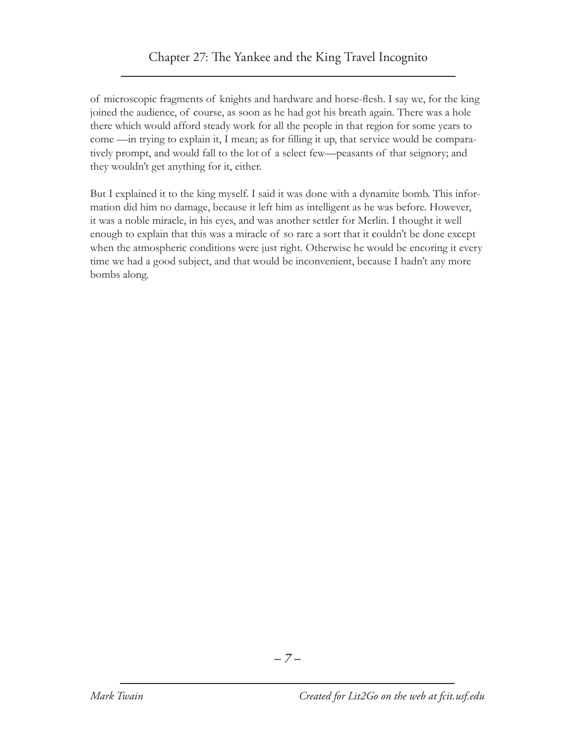of microscopic fragments of knights and hardware and horse-flesh. I say we, for the king joined the audience, of course, as soon as he had got his breath again. There was a hole there which would afford steady work for all the people in that region for some years to come —in trying to explain it, I mean; as for filling it up, that service would be comparatively prompt, and would fall to the lot of a select few—peasants of that seignory; and they wouldn't get anything for it, either.

But I explained it to the king myself. I said it was done with a dynamite bomb. This information did him no damage, because it left him as intelligent as he was before. However, it was a noble miracle, in his eyes, and was another settler for Merlin. I thought it well enough to explain that this was a miracle of so rare a sort that it couldn't be done except when the atmospheric conditions were just right. Otherwise he would be encoring it every time we had a good subject, and that would be inconvenient, because I hadn't any more bombs along.